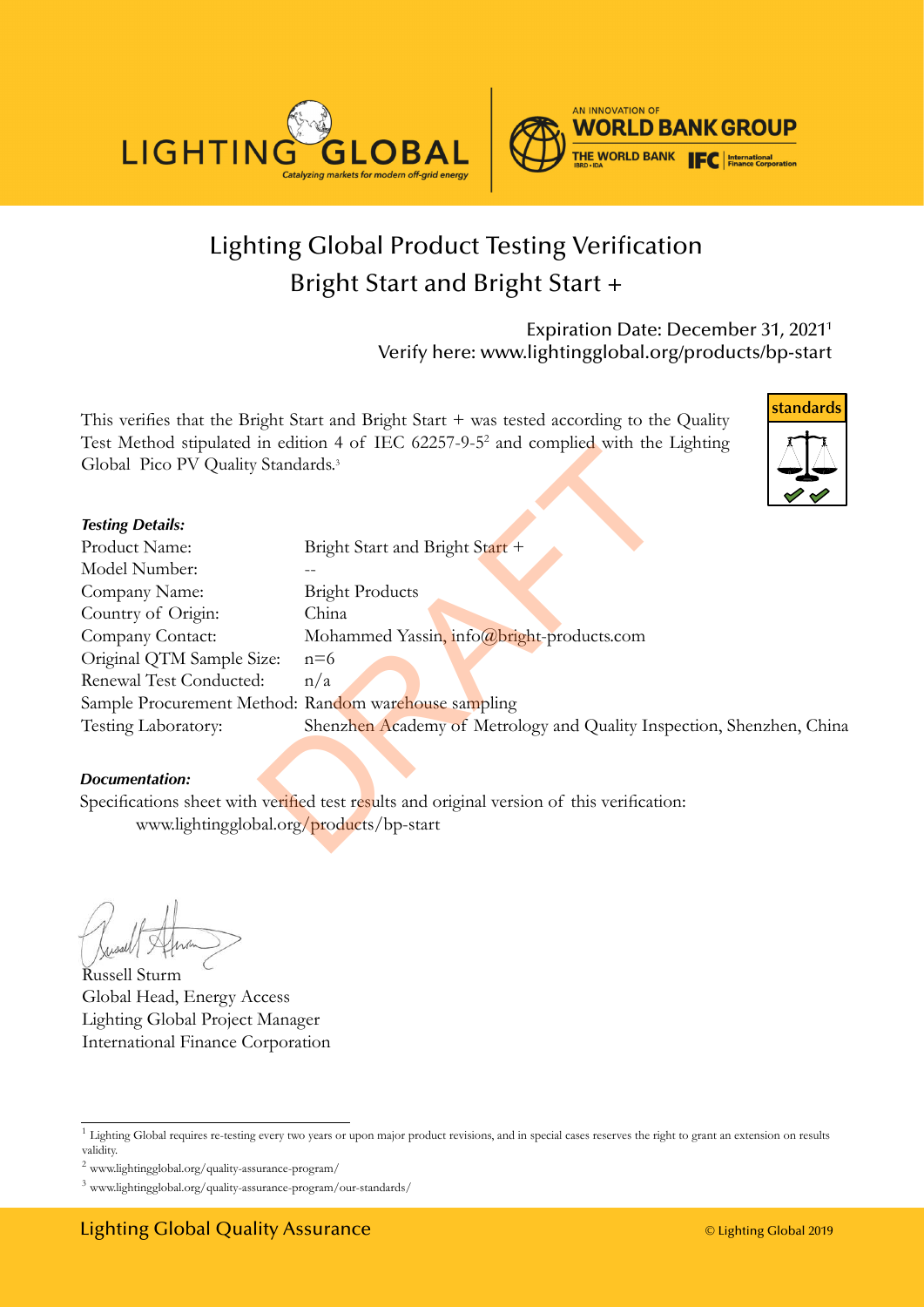# Lighting Global Product Testing Verification

## Bright Start and Bright Start +

Expiration Date: December 31, 2021[1]
Verify here: www.lightingglobal.org/products/bp-start

This verifies that the Bright Start and Bright Start + was tested according to the Quality Test Method stipulated in edition 4 of IEC 62257-9-5[2] and complied with the Lighting Global Pico PV Quality Standards.[3]

***Testing Details:***

| | |
|---|---|
| Product Name: | Bright Start and Bright Start + |
| Model Number: | -- |
| Company Name: | Bright Products |
| Country of Origin: | China |
| Company Contact: | Mohammed Yassin, info@bright-products.com |
| Original QTM Sample Size: | n=6 |
| Renewal Test Conducted: | n/a |
| Sample Procurement Method: | Random warehouse sampling |
| Testing Laboratory: | Shenzhen Academy of Metrology and Quality Inspection, Shenzhen, China |

***Documentation:***

Specifications sheet with verified test results and original version of this verification:
www.lightingglobal.org/products/bp-start

Russell Sturm
Global Head, Energy Access
Lighting Global Project Manager
International Finance Corporation

[1] Lighting Global requires re-testing every two years or upon major product revisions, and in special cases reserves the right to grant an extension on results validity.

[2] www.lightingglobal.org/quality-assurance-program/

[3] www.lightingglobal.org/quality-assurance-program/our-standards/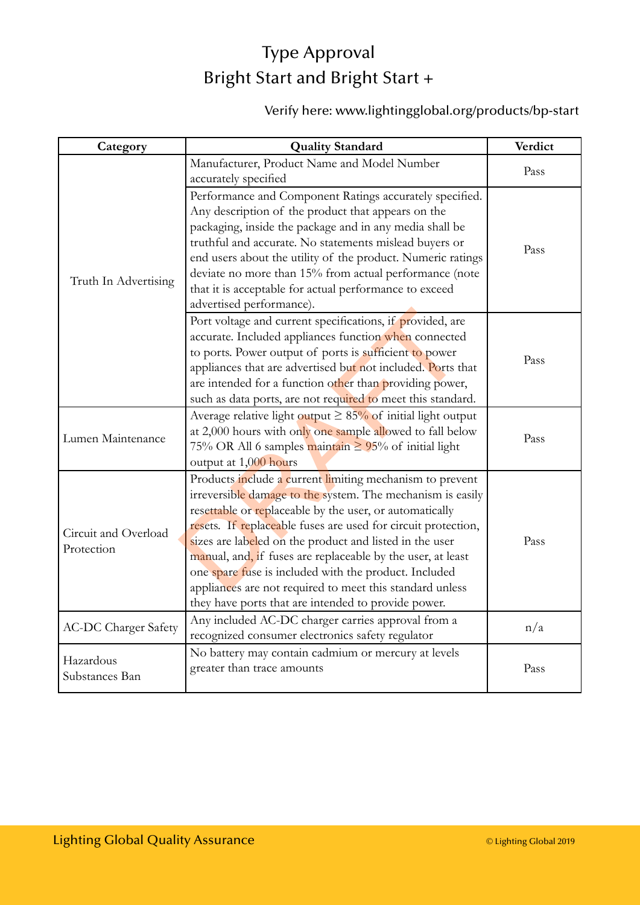# Type Approval
# Bright Start and Bright Start +

Verify here: www.lightingglobal.org/products/bp-start

| Category | Quality Standard | Verdict |
|---|---|---|
| Truth In Advertising | Manufacturer, Product Name and Model Number accurately specified | Pass |
| | Performance and Component Ratings accurately specified. Any description of the product that appears on the packaging, inside the package and in any media shall be truthful and accurate. No statements mislead buyers or end users about the utility of the product. Numeric ratings deviate no more than 15% from actual performance (note that it is acceptable for actual performance to exceed advertised performance). | Pass |
| | Port voltage and current specifications, if provided, are accurate. Included appliances function when connected to ports. Power output of ports is sufficient to power appliances that are advertised but not included. Ports that are intended for a function other than providing power, such as data ports, are not required to meet this standard. | Pass |
| Lumen Maintenance | Average relative light output ≥ 85% of initial light output at 2,000 hours with only one sample allowed to fall below 75% OR All 6 samples maintain ≥ 95% of initial light output at 1,000 hours | Pass |
| Circuit and Overload Protection | Products include a current limiting mechanism to prevent irreversible damage to the system. The mechanism is easily resettable or replaceable by the user, or automatically resets. If replaceable fuses are used for circuit protection, sizes are labeled on the product and listed in the user manual, and, if fuses are replaceable by the user, at least one spare fuse is included with the product. Included appliances are not required to meet this standard unless they have ports that are intended to provide power. | Pass |
| AC-DC Charger Safety | Any included AC-DC charger carries approval from a recognized consumer electronics safety regulator | n/a |
| Hazardous Substances Ban | No battery may contain cadmium or mercury at levels greater than trace amounts | Pass |

DRAFT

Lighting Global Quality Assurance

© Lighting Global 2019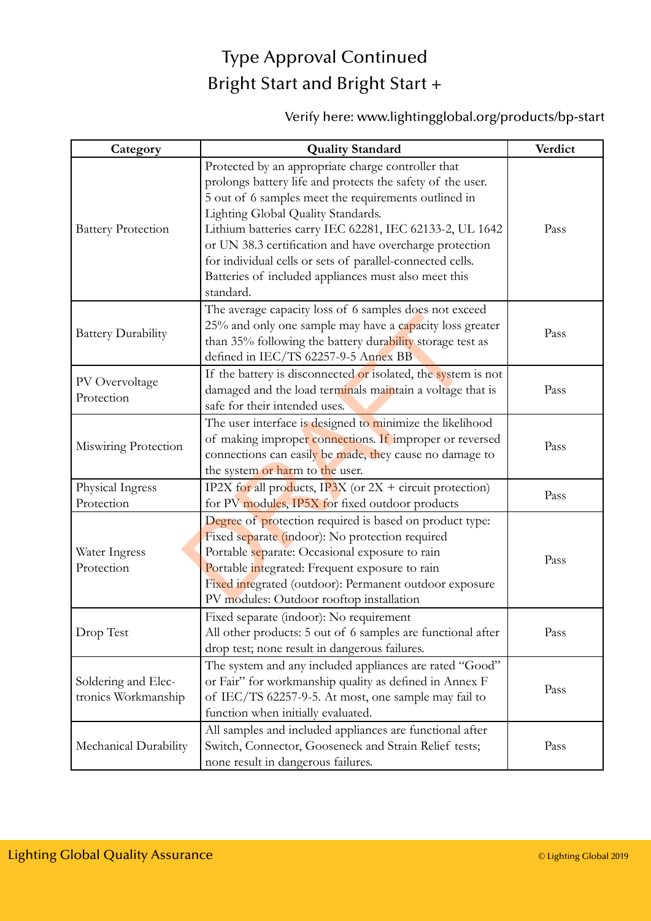# Type Approval Continued

# Bright Start and Bright Start +

Verify here: www.lightingglobal.org/products/bp-start

| Category | Quality Standard | Verdict |
|---|---|---|
| Battery Protection | Protected by an appropriate charge controller that prolongs battery life and protects the safety of the user. 5 out of 6 samples meet the requirements outlined in Lighting Global Quality Standards. Lithium batteries carry IEC 62281, IEC 62133-2, UL 1642 or UN 38.3 certification and have overcharge protection for individual cells or sets of parallel-connected cells. Batteries of included appliances must also meet this standard. | Pass |
| Battery Durability | The average capacity loss of 6 samples does not exceed 25% and only one sample may have a capacity loss greater than 35% following the battery durability storage test as defined in IEC/TS 62257-9-5 Annex BB | Pass |
| PV Overvoltage Protection | If the battery is disconnected or isolated, the system is not damaged and the load terminals maintain a voltage that is safe for their intended uses. | Pass |
| Miswiring Protection | The user interface is designed to minimize the likelihood of making improper connections. If improper or reversed connections can easily be made, they cause no damage to the system or harm to the user. | Pass |
| Physical Ingress Protection | IP2X for all products, IP3X (or 2X + circuit protection) for PV modules, IP5X for fixed outdoor products | Pass |
| Water Ingress Protection | Degree of protection required is based on product type: Fixed separate (indoor): No protection required Portable separate: Occasional exposure to rain Portable integrated: Frequent exposure to rain Fixed integrated (outdoor): Permanent outdoor exposure PV modules: Outdoor rooftop installation | Pass |
| Drop Test | Fixed separate (indoor): No requirement All other products: 5 out of 6 samples are functional after drop test; none result in dangerous failures. | Pass |
| Soldering and Electronics Workmanship | The system and any included appliances are rated "Good" or Fair" for workmanship quality as defined in Annex F of IEC/TS 62257-9-5. At most, one sample may fail to function when initially evaluated. | Pass |
| Mechanical Durability | All samples and included appliances are functional after Switch, Connector, Gooseneck and Strain Relief tests; none result in dangerous failures. | Pass |

Lighting Global Quality Assurance

© Lighting Global 2019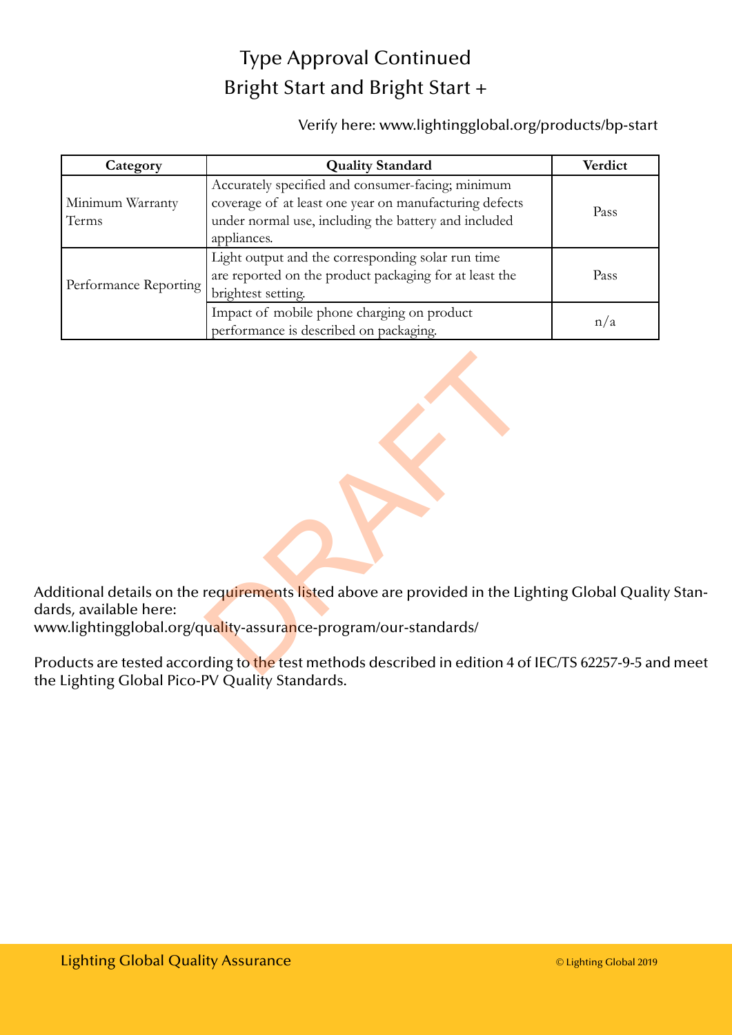# Type Approval Continued
# Bright Start and Bright Start +

Verify here: www.lightingglobal.org/products/bp-start

| Category | Quality Standard | Verdict |
|---|---|---|
| Minimum Warranty Terms | Accurately specified and consumer-facing; minimum coverage of at least one year on manufacturing defects under normal use, including the battery and included appliances. | Pass |
| Performance Reporting | Light output and the corresponding solar run time are reported on the product packaging for at least the brightest setting. | Pass |
| | Impact of mobile phone charging on product performance is described on packaging. | n/a |

DRAFT

Additional details on the requirements listed above are provided in the Lighting Global Quality Standards, available here:
www.lightingglobal.org/quality-assurance-program/our-standards/

Products are tested according to the test methods described in edition 4 of IEC/TS 62257-9-5 and meet the Lighting Global Pico-PV Quality Standards.